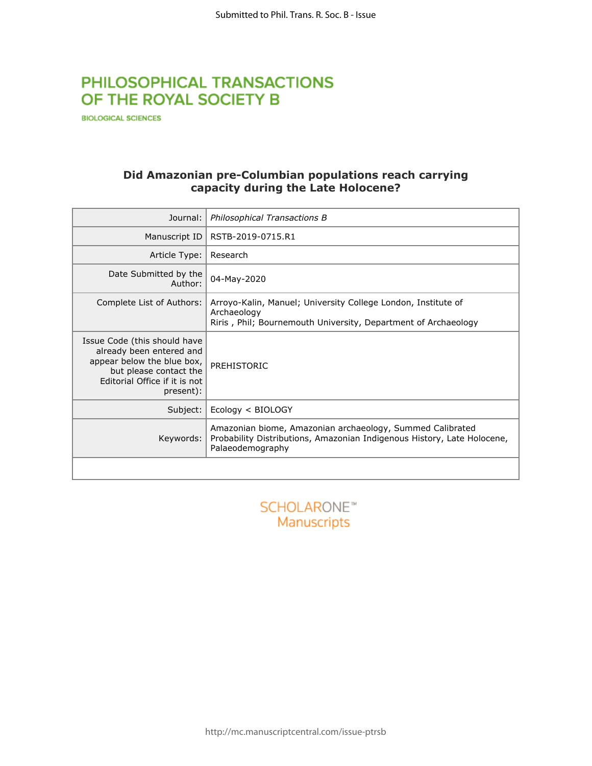PHILOSOPHICAL TRANSACTIONS OF THE ROYAL SOCIETY B

BIOLOGICAL SCIENCES

# Did Amazonian pre-Columbian populations reach carrying capacity during the Late Holocene?

| | |
|---|---|
| Journal: | *Philosophical Transactions B* |
| Manuscript ID | RSTB-2019-0715.R1 |
| Article Type: | Research |
| Date Submitted by the Author: | 04-May-2020 |
| Complete List of Authors: | Arroyo-Kalin, Manuel; University College London, Institute of Archaeology<br>Riris , Phil; Bournemouth University, Department of Archaeology |
| Issue Code (this should have already been entered and appear below the blue box, but please contact the Editorial Office if it is not present): | PREHISTORIC |
| Subject: | Ecology < BIOLOGY |
| Keywords: | Amazonian biome, Amazonian archaeology, Summed Calibrated Probability Distributions, Amazonian Indigenous History, Late Holocene, Palaeodemography |
| | |

SCHOLARONE™ Manuscripts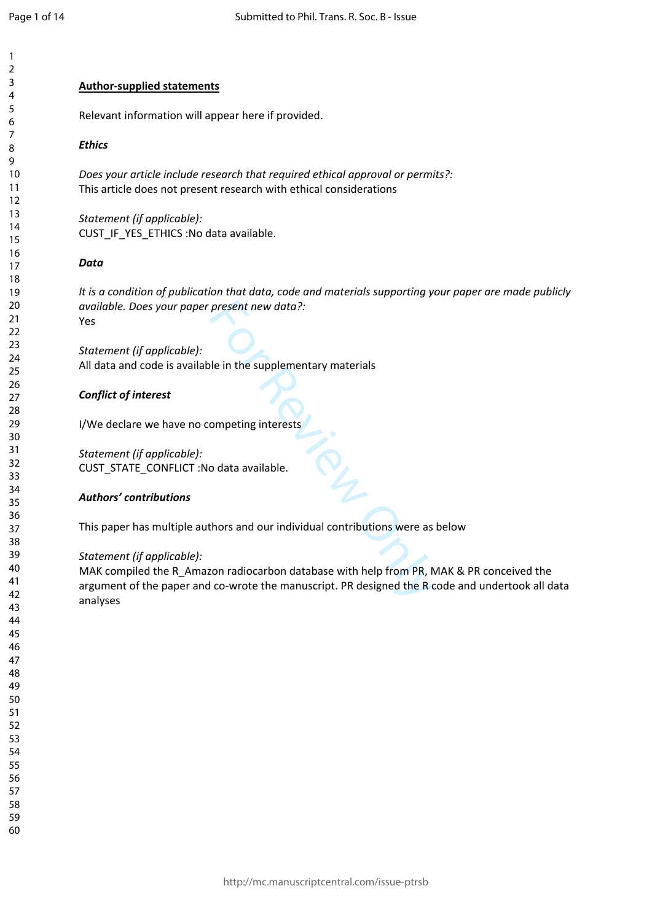**Author-supplied statements**

Relevant information will appear here if provided.

***Ethics***

*Does your article include research that required ethical approval or permits?:*
This article does not present research with ethical considerations

*Statement (if applicable):*
CUST_IF_YES_ETHICS :No data available.

***Data***

*It is a condition of publication that data, code and materials supporting your paper are made publicly available. Does your paper present new data?:*
Yes

*Statement (if applicable):*
All data and code is available in the supplementary materials

***Conflict of interest***

I/We declare we have no competing interests

*Statement (if applicable):*
CUST_STATE_CONFLICT :No data available.

***Authors' contributions***

This paper has multiple authors and our individual contributions were as below

*Statement (if applicable):*
MAK compiled the R_Amazon radiocarbon database with help from PR, MAK & PR conceived the argument of the paper and co-wrote the manuscript. PR designed the R code and undertook all data analyses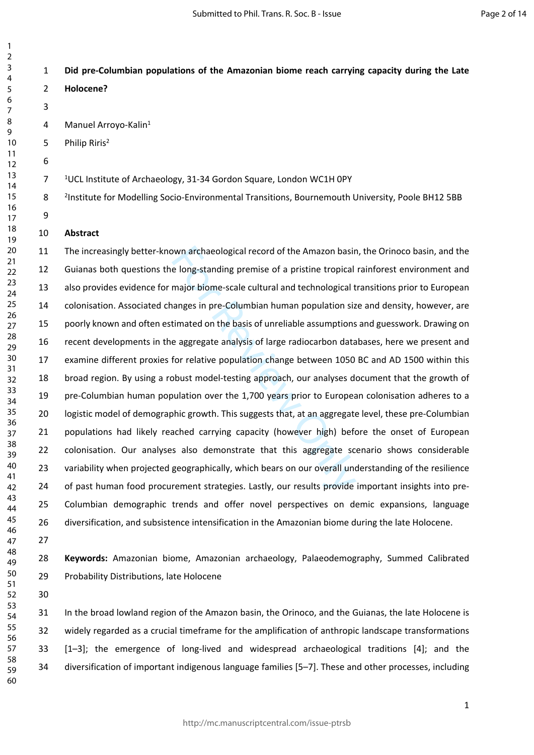**Did pre-Columbian populations of the Amazonian biome reach carrying capacity during the Late Holocene?**

Manuel Arroyo-Kalin[1]

Philip Riris[2]

[1]UCL Institute of Archaeology, 31-34 Gordon Square, London WC1H 0PY

[2]Institute for Modelling Socio-Environmental Transitions, Bournemouth University, Poole BH12 5BB

**Abstract**

The increasingly better-known archaeological record of the Amazon basin, the Orinoco basin, and the Guianas both questions the long-standing premise of a pristine tropical rainforest environment and also provides evidence for major biome-scale cultural and technological transitions prior to European colonisation. Associated changes in pre-Columbian human population size and density, however, are poorly known and often estimated on the basis of unreliable assumptions and guesswork. Drawing on recent developments in the aggregate analysis of large radiocarbon databases, here we present and examine different proxies for relative population change between 1050 BC and AD 1500 within this broad region. By using a robust model-testing approach, our analyses document that the growth of pre-Columbian human population over the 1,700 years prior to European colonisation adheres to a logistic model of demographic growth. This suggests that, at an aggregate level, these pre-Columbian populations had likely reached carrying capacity (however high) before the onset of European colonisation. Our analyses also demonstrate that this aggregate scenario shows considerable variability when projected geographically, which bears on our overall understanding of the resilience of past human food procurement strategies. Lastly, our results provide important insights into pre-Columbian demographic trends and offer novel perspectives on demic expansions, language diversification, and subsistence intensification in the Amazonian biome during the late Holocene.

**Keywords:** Amazonian biome, Amazonian archaeology, Palaeodemography, Summed Calibrated Probability Distributions, late Holocene

In the broad lowland region of the Amazon basin, the Orinoco, and the Guianas, the late Holocene is widely regarded as a crucial timeframe for the amplification of anthropic landscape transformations [1–3]; the emergence of long-lived and widespread archaeological traditions [4]; and the diversification of important indigenous language families [5–7]. These and other processes, including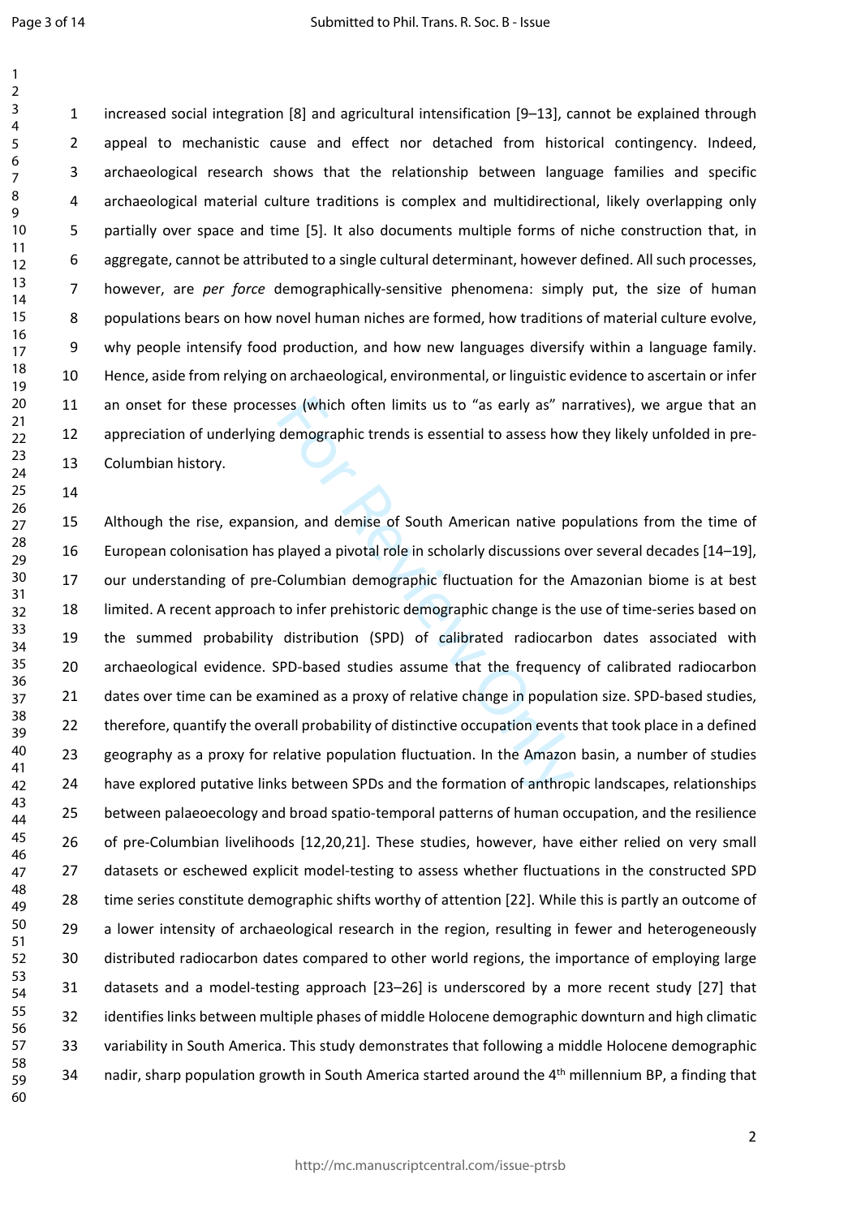increased social integration [8] and agricultural intensification [9–13], cannot be explained through appeal to mechanistic cause and effect nor detached from historical contingency. Indeed, archaeological research shows that the relationship between language families and specific archaeological material culture traditions is complex and multidirectional, likely overlapping only partially over space and time [5]. It also documents multiple forms of niche construction that, in aggregate, cannot be attributed to a single cultural determinant, however defined. All such processes, however, are *per force* demographically-sensitive phenomena: simply put, the size of human populations bears on how novel human niches are formed, how traditions of material culture evolve, why people intensify food production, and how new languages diversify within a language family. Hence, aside from relying on archaeological, environmental, or linguistic evidence to ascertain or infer an onset for these processes (which often limits us to "as early as" narratives), we argue that an appreciation of underlying demographic trends is essential to assess how they likely unfolded in pre-Columbian history.

Although the rise, expansion, and demise of South American native populations from the time of European colonisation has played a pivotal role in scholarly discussions over several decades [14–19], our understanding of pre-Columbian demographic fluctuation for the Amazonian biome is at best limited. A recent approach to infer prehistoric demographic change is the use of time-series based on the summed probability distribution (SPD) of calibrated radiocarbon dates associated with archaeological evidence. SPD-based studies assume that the frequency of calibrated radiocarbon dates over time can be examined as a proxy of relative change in population size. SPD-based studies, therefore, quantify the overall probability of distinctive occupation events that took place in a defined geography as a proxy for relative population fluctuation. In the Amazon basin, a number of studies have explored putative links between SPDs and the formation of anthropic landscapes, relationships between palaeoecology and broad spatio-temporal patterns of human occupation, and the resilience of pre-Columbian livelihoods [12,20,21]. These studies, however, have either relied on very small datasets or eschewed explicit model-testing to assess whether fluctuations in the constructed SPD time series constitute demographic shifts worthy of attention [22]. While this is partly an outcome of a lower intensity of archaeological research in the region, resulting in fewer and heterogeneously distributed radiocarbon dates compared to other world regions, the importance of employing large datasets and a model-testing approach [23–26] is underscored by a more recent study [27] that identifies links between multiple phases of middle Holocene demographic downturn and high climatic variability in South America. This study demonstrates that following a middle Holocene demographic nadir, sharp population growth in South America started around the 4th millennium BP, a finding that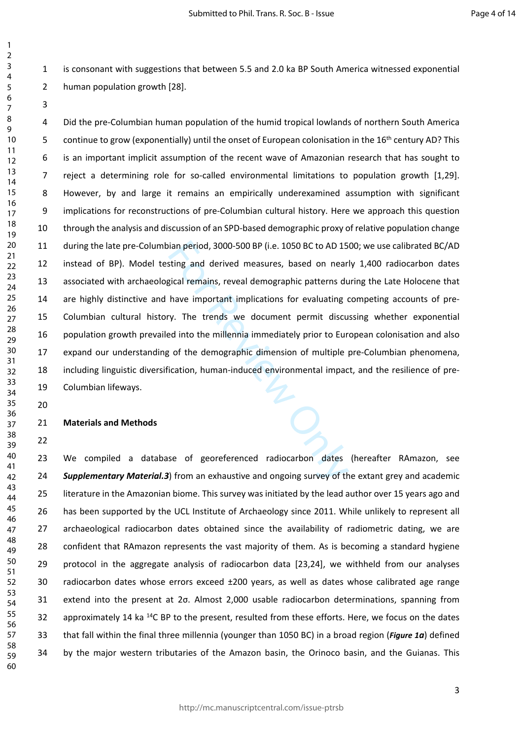is consonant with suggestions that between 5.5 and 2.0 ka BP South America witnessed exponential human population growth [28].

Did the pre-Columbian human population of the humid tropical lowlands of northern South America continue to grow (exponentially) until the onset of European colonisation in the 16th century AD? This is an important implicit assumption of the recent wave of Amazonian research that has sought to reject a determining role for so-called environmental limitations to population growth [1,29]. However, by and large it remains an empirically underexamined assumption with significant implications for reconstructions of pre-Columbian cultural history. Here we approach this question through the analysis and discussion of an SPD-based demographic proxy of relative population change during the late pre-Columbian period, 3000-500 BP (i.e. 1050 BC to AD 1500; we use calibrated BC/AD instead of BP). Model testing and derived measures, based on nearly 1,400 radiocarbon dates associated with archaeological remains, reveal demographic patterns during the Late Holocene that are highly distinctive and have important implications for evaluating competing accounts of pre-Columbian cultural history. The trends we document permit discussing whether exponential population growth prevailed into the millennia immediately prior to European colonisation and also expand our understanding of the demographic dimension of multiple pre-Columbian phenomena, including linguistic diversification, human-induced environmental impact, and the resilience of pre-Columbian lifeways.

## Materials and Methods

We compiled a database of georeferenced radiocarbon dates (hereafter RAmazon, see ***Supplementary Material.3***) from an exhaustive and ongoing survey of the extant grey and academic literature in the Amazonian biome. This survey was initiated by the lead author over 15 years ago and has been supported by the UCL Institute of Archaeology since 2011. While unlikely to represent all archaeological radiocarbon dates obtained since the availability of radiometric dating, we are confident that RAmazon represents the vast majority of them. As is becoming a standard hygiene protocol in the aggregate analysis of radiocarbon data [23,24], we withheld from our analyses radiocarbon dates whose errors exceed ±200 years, as well as dates whose calibrated age range extend into the present at 2σ. Almost 2,000 usable radiocarbon determinations, spanning from approximately 14 ka $^{14}$C BP to the present, resulted from these efforts. Here, we focus on the dates that fall within the final three millennia (younger than 1050 BC) in a broad region (***Figure 1a***) defined by the major western tributaries of the Amazon basin, the Orinoco basin, and the Guianas. This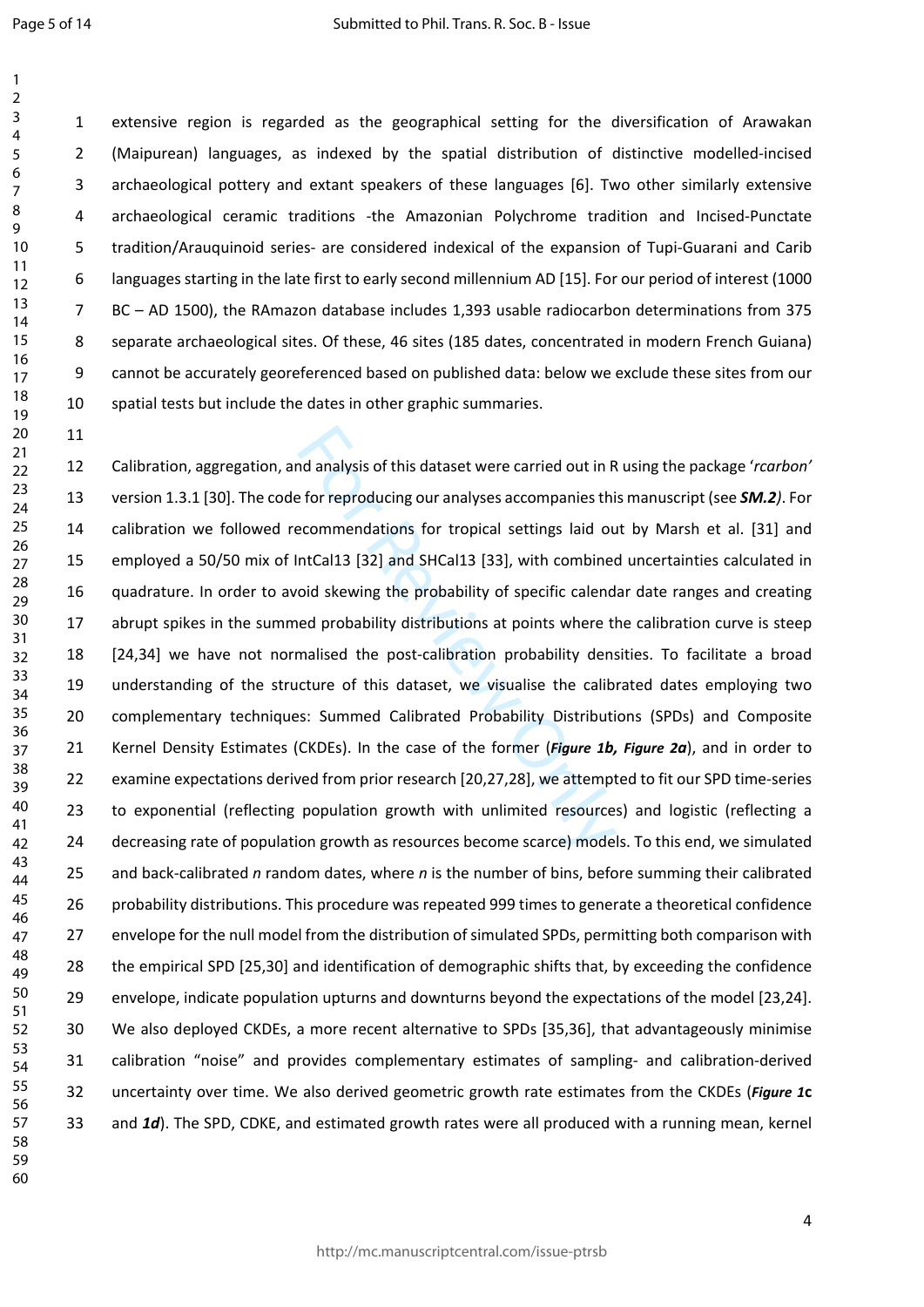extensive region is regarded as the geographical setting for the diversification of Arawakan (Maipurean) languages, as indexed by the spatial distribution of distinctive modelled-incised archaeological pottery and extant speakers of these languages [6]. Two other similarly extensive archaeological ceramic traditions -the Amazonian Polychrome tradition and Incised-Punctate tradition/Arauquinoid series- are considered indexical of the expansion of Tupi-Guarani and Carib languages starting in the late first to early second millennium AD [15]. For our period of interest (1000 BC – AD 1500), the RAmazon database includes 1,393 usable radiocarbon determinations from 375 separate archaeological sites. Of these, 46 sites (185 dates, concentrated in modern French Guiana) cannot be accurately georeferenced based on published data: below we exclude these sites from our spatial tests but include the dates in other graphic summaries.

Calibration, aggregation, and analysis of this dataset were carried out in R using the package '*rcarbon*' version 1.3.1 [30]. The code for reproducing our analyses accompanies this manuscript (see ***SM.2***). For calibration we followed recommendations for tropical settings laid out by Marsh et al. [31] and employed a 50/50 mix of IntCal13 [32] and SHCal13 [33], with combined uncertainties calculated in quadrature. In order to avoid skewing the probability of specific calendar date ranges and creating abrupt spikes in the summed probability distributions at points where the calibration curve is steep [24,34] we have not normalised the post-calibration probability densities. To facilitate a broad understanding of the structure of this dataset, we visualise the calibrated dates employing two complementary techniques: Summed Calibrated Probability Distributions (SPDs) and Composite Kernel Density Estimates (CKDEs). In the case of the former (***Figure 1b, Figure 2a***), and in order to examine expectations derived from prior research [20,27,28], we attempted to fit our SPD time-series to exponential (reflecting population growth with unlimited resources) and logistic (reflecting a decreasing rate of population growth as resources become scarce) models. To this end, we simulated and back-calibrated *n* random dates, where *n* is the number of bins, before summing their calibrated probability distributions. This procedure was repeated 999 times to generate a theoretical confidence envelope for the null model from the distribution of simulated SPDs, permitting both comparison with the empirical SPD [25,30] and identification of demographic shifts that, by exceeding the confidence envelope, indicate population upturns and downturns beyond the expectations of the model [23,24]. We also deployed CKDEs, a more recent alternative to SPDs [35,36], that advantageously minimise calibration "noise" and provides complementary estimates of sampling- and calibration-derived uncertainty over time. We also derived geometric growth rate estimates from the CKDEs (***Figure 1*c** and ***1d***). The SPD, CDKE, and estimated growth rates were all produced with a running mean, kernel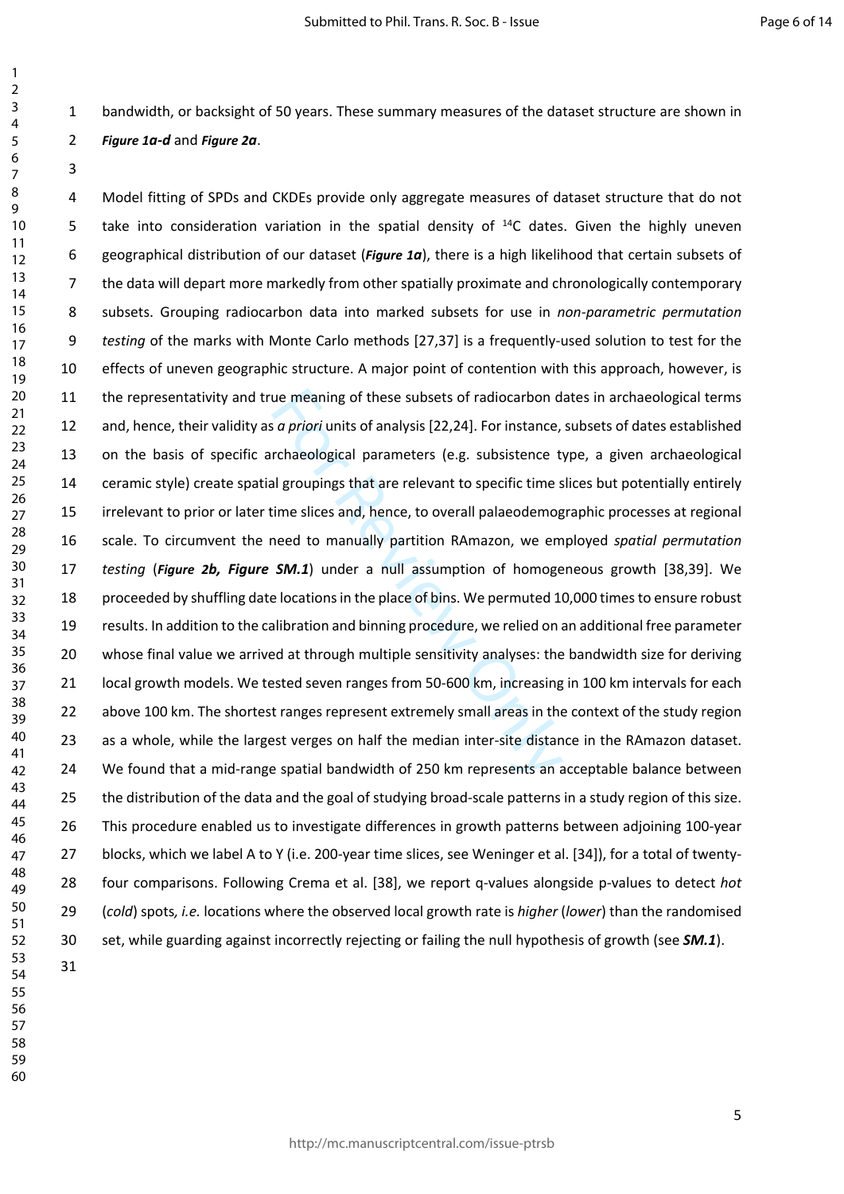bandwidth, or backsight of 50 years. These summary measures of the dataset structure are shown in ***Figure 1a-d*** and ***Figure 2a***.

Model fitting of SPDs and CKDEs provide only aggregate measures of dataset structure that do not take into consideration variation in the spatial density of $^{14}C$ dates. Given the highly uneven geographical distribution of our dataset (***Figure 1a***), there is a high likelihood that certain subsets of the data will depart more markedly from other spatially proximate and chronologically contemporary subsets. Grouping radiocarbon data into marked subsets for use in *non-parametric permutation testing* of the marks with Monte Carlo methods [27,37] is a frequently-used solution to test for the effects of uneven geographic structure. A major point of contention with this approach, however, is the representativity and true meaning of these subsets of radiocarbon dates in archaeological terms and, hence, their validity as *a priori* units of analysis [22,24]. For instance, subsets of dates established on the basis of specific archaeological parameters (e.g. subsistence type, a given archaeological ceramic style) create spatial groupings that are relevant to specific time slices but potentially entirely irrelevant to prior or later time slices and, hence, to overall palaeodemographic processes at regional scale. To circumvent the need to manually partition RAmazon, we employed *spatial permutation testing* (***Figure 2b, Figure SM.1***) under a null assumption of homogeneous growth [38,39]. We proceeded by shuffling date locations in the place of bins. We permuted 10,000 times to ensure robust results. In addition to the calibration and binning procedure, we relied on an additional free parameter whose final value we arrived at through multiple sensitivity analyses: the bandwidth size for deriving local growth models. We tested seven ranges from 50-600 km, increasing in 100 km intervals for each above 100 km. The shortest ranges represent extremely small areas in the context of the study region as a whole, while the largest verges on half the median inter-site distance in the RAmazon dataset. We found that a mid-range spatial bandwidth of 250 km represents an acceptable balance between the distribution of the data and the goal of studying broad-scale patterns in a study region of this size. This procedure enabled us to investigate differences in growth patterns between adjoining 100-year blocks, which we label A to Y (i.e. 200-year time slices, see Weninger et al. [34]), for a total of twenty-four comparisons. Following Crema et al. [38], we report q-values alongside p-values to detect *hot* (*cold*) spots*, i.e.* locations where the observed local growth rate is *higher* (*lower*) than the randomised set, while guarding against incorrectly rejecting or failing the null hypothesis of growth (see ***SM.1***).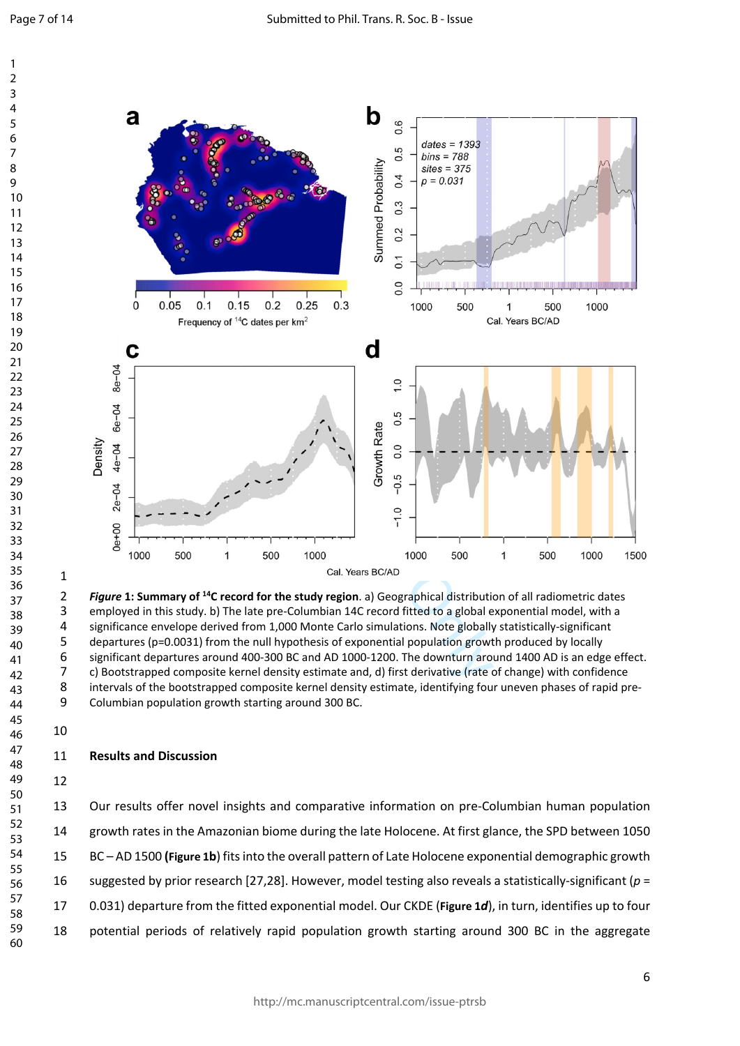*Figure* **1: Summary of $^{14}$C record for the study region**. a) Geographical distribution of all radiometric dates employed in this study. b) The late pre-Columbian 14C record fitted to a global exponential model, with a significance envelope derived from 1,000 Monte Carlo simulations. Note globally statistically-significant departures (p=0.0031) from the null hypothesis of exponential population growth produced by locally significant departures around 400-300 BC and AD 1000-1200. The downturn around 1400 AD is an edge effect. c) Bootstrapped composite kernel density estimate and, d) first derivative (rate of change) with confidence intervals of the bootstrapped composite kernel density estimate, identifying four uneven phases of rapid pre-Columbian population growth starting around 300 BC.

## Results and Discussion

Our results offer novel insights and comparative information on pre-Columbian human population growth rates in the Amazonian biome during the late Holocene. At first glance, the SPD between 1050 BC – AD 1500 (**Figure 1b**) fits into the overall pattern of Late Holocene exponential demographic growth suggested by prior research [27,28]. However, model testing also reveals a statistically-significant ($p$ = 0.031) departure from the fitted exponential model. Our CKDE (**Figure 1*d***), in turn, identifies up to four potential periods of relatively rapid population growth starting around 300 BC in the aggregate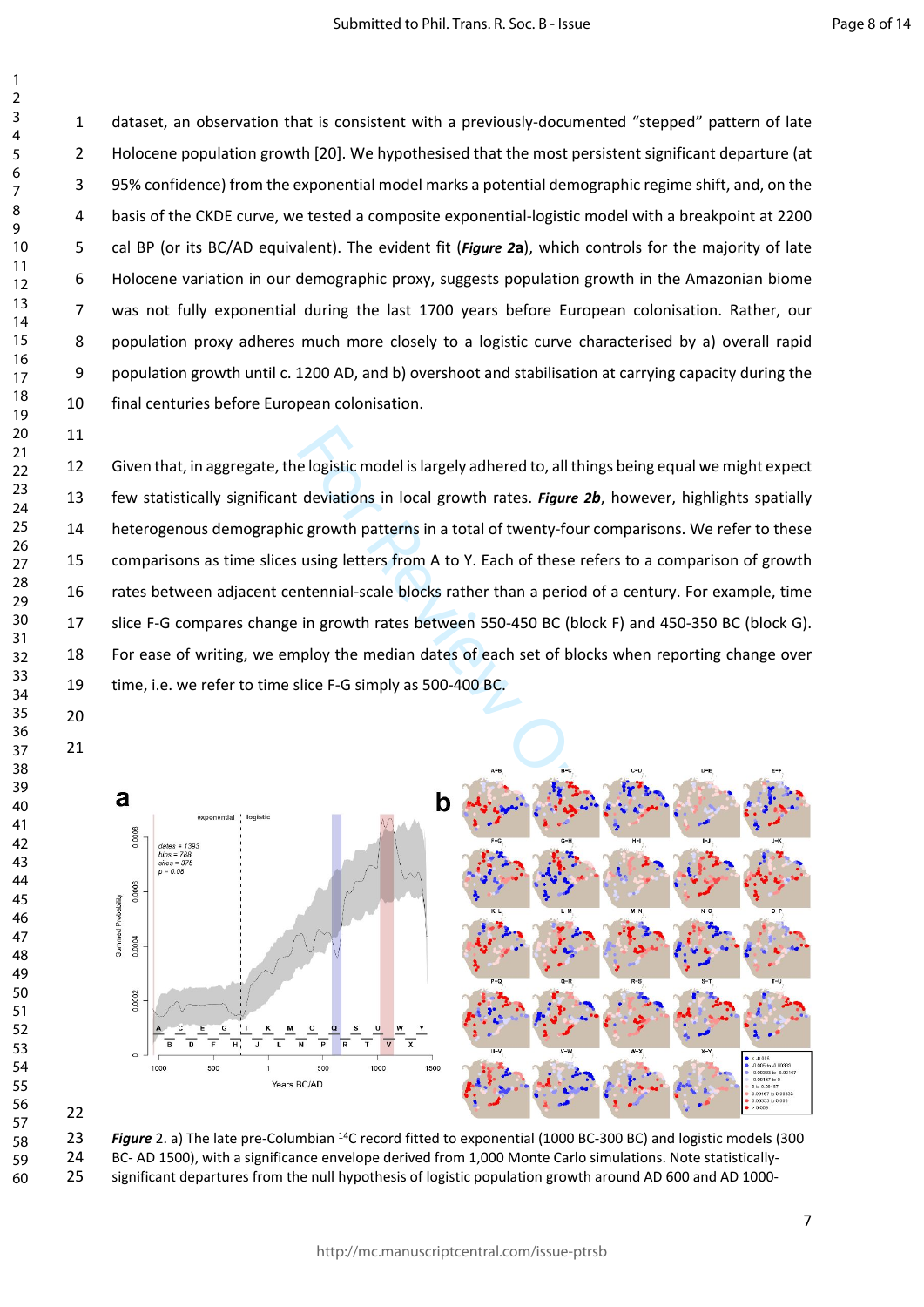dataset, an observation that is consistent with a previously-documented "stepped" pattern of late Holocene population growth [20]. We hypothesised that the most persistent significant departure (at 95% confidence) from the exponential model marks a potential demographic regime shift, and, on the basis of the CKDE curve, we tested a composite exponential-logistic model with a breakpoint at 2200 cal BP (or its BC/AD equivalent). The evident fit (***Figure 2*a**), which controls for the majority of late Holocene variation in our demographic proxy, suggests population growth in the Amazonian biome was not fully exponential during the last 1700 years before European colonisation. Rather, our population proxy adheres much more closely to a logistic curve characterised by a) overall rapid population growth until c. 1200 AD, and b) overshoot and stabilisation at carrying capacity during the final centuries before European colonisation.

Given that, in aggregate, the logistic model is largely adhered to, all things being equal we might expect few statistically significant deviations in local growth rates. ***Figure 2b***, however, highlights spatially heterogenous demographic growth patterns in a total of twenty-four comparisons. We refer to these comparisons as time slices using letters from A to Y. Each of these refers to a comparison of growth rates between adjacent centennial-scale blocks rather than a period of a century. For example, time slice F-G compares change in growth rates between 550-450 BC (block F) and 450-350 BC (block G). For ease of writing, we employ the median dates of each set of blocks when reporting change over time, i.e. we refer to time slice F-G simply as 500-400 BC.

***Figure** 2*. a) The late pre-Columbian $^{14}C$ record fitted to exponential (1000 BC-300 BC) and logistic models (300 BC- AD 1500), with a significance envelope derived from 1,000 Monte Carlo simulations. Note statistically-significant departures from the null hypothesis of logistic population growth around AD 600 and AD 1000-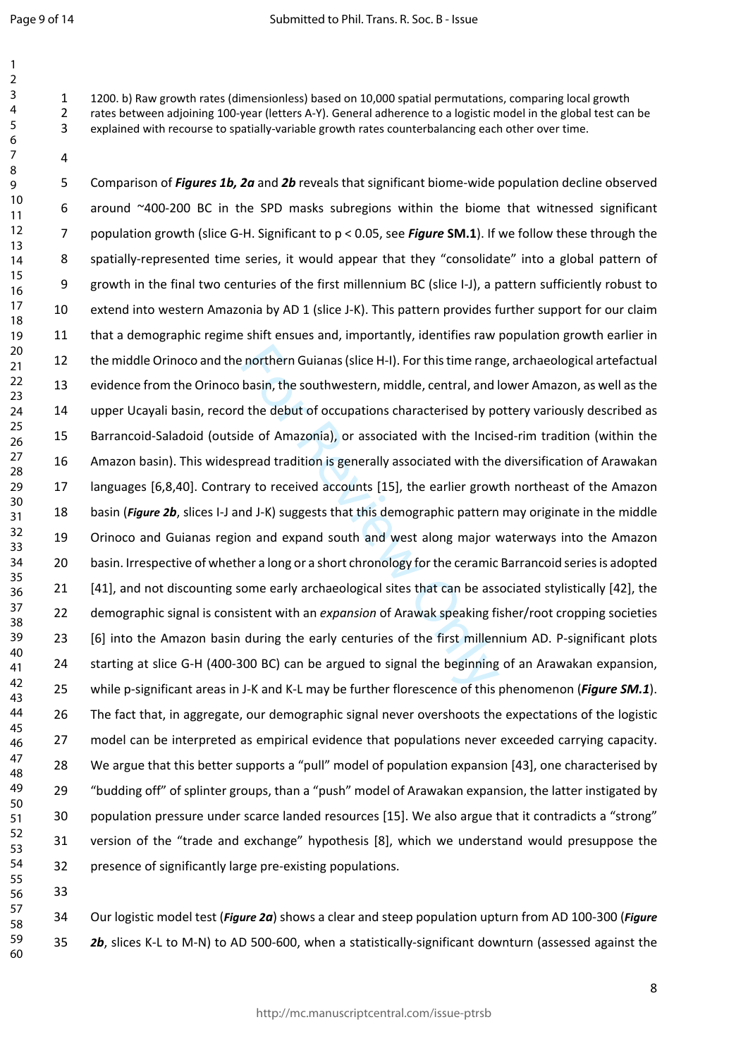1200. b) Raw growth rates (dimensionless) based on 10,000 spatial permutations, comparing local growth rates between adjoining 100-year (letters A-Y). General adherence to a logistic model in the global test can be explained with recourse to spatially-variable growth rates counterbalancing each other over time.

Comparison of ***Figures 1b, 2a*** and ***2b*** reveals that significant biome-wide population decline observed around ~400-200 BC in the SPD masks subregions within the biome that witnessed significant population growth (slice G-H. Significant to $p < 0.05$, see ***Figure* SM.1**). If we follow these through the spatially-represented time series, it would appear that they "consolidate" into a global pattern of growth in the final two centuries of the first millennium BC (slice I-J), a pattern sufficiently robust to extend into western Amazonia by AD 1 (slice J-K). This pattern provides further support for our claim that a demographic regime shift ensues and, importantly, identifies raw population growth earlier in the middle Orinoco and the northern Guianas (slice H-I). For this time range, archaeological artefactual evidence from the Orinoco basin, the southwestern, middle, central, and lower Amazon, as well as the upper Ucayali basin, record the debut of occupations characterised by pottery variously described as Barrancoid-Saladoid (outside of Amazonia), or associated with the Incised-rim tradition (within the Amazon basin). This widespread tradition is generally associated with the diversification of Arawakan languages [6,8,40]. Contrary to received accounts [15], the earlier growth northeast of the Amazon basin (***Figure 2b***, slices I-J and J-K) suggests that this demographic pattern may originate in the middle Orinoco and Guianas region and expand south and west along major waterways into the Amazon basin. Irrespective of whether a long or a short chronology for the ceramic Barrancoid series is adopted [41], and not discounting some early archaeological sites that can be associated stylistically [42], the demographic signal is consistent with an *expansion* of Arawak speaking fisher/root cropping societies [6] into the Amazon basin during the early centuries of the first millennium AD. P-significant plots starting at slice G-H (400-300 BC) can be argued to signal the beginning of an Arawakan expansion, while p-significant areas in J-K and K-L may be further florescence of this phenomenon (***Figure SM.1***). The fact that, in aggregate, our demographic signal never overshoots the expectations of the logistic model can be interpreted as empirical evidence that populations never exceeded carrying capacity. We argue that this better supports a "pull" model of population expansion [43], one characterised by "budding off" of splinter groups, than a "push" model of Arawakan expansion, the latter instigated by population pressure under scarce landed resources [15]. We also argue that it contradicts a "strong" version of the "trade and exchange" hypothesis [8], which we understand would presuppose the presence of significantly large pre-existing populations.

Our logistic model test (***Figure 2a***) shows a clear and steep population upturn from AD 100-300 (***Figure 2b***, slices K-L to M-N) to AD 500-600, when a statistically-significant downturn (assessed against the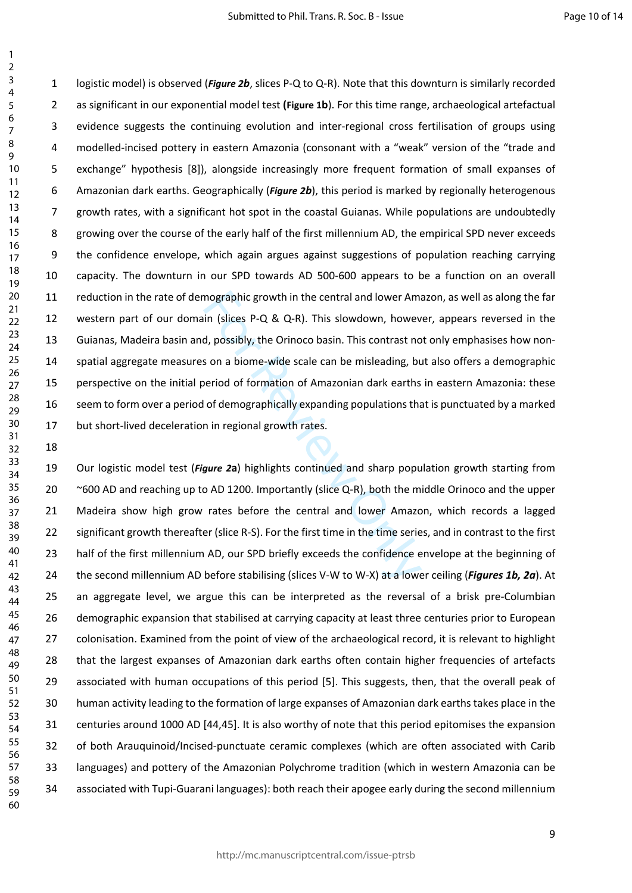logistic model) is observed (***Figure 2b***, slices P-Q to Q-R). Note that this downturn is similarly recorded as significant in our exponential model test **(Figure 1b)**. For this time range, archaeological artefactual evidence suggests the continuing evolution and inter-regional cross fertilisation of groups using modelled-incised pottery in eastern Amazonia (consonant with a "weak" version of the "trade and exchange" hypothesis [8]), alongside increasingly more frequent formation of small expanses of Amazonian dark earths. Geographically (***Figure 2b***), this period is marked by regionally heterogenous growth rates, with a significant hot spot in the coastal Guianas. While populations are undoubtedly growing over the course of the early half of the first millennium AD, the empirical SPD never exceeds the confidence envelope, which again argues against suggestions of population reaching carrying capacity. The downturn in our SPD towards AD 500-600 appears to be a function on an overall reduction in the rate of demographic growth in the central and lower Amazon, as well as along the far western part of our domain (slices P-Q & Q-R). This slowdown, however, appears reversed in the Guianas, Madeira basin and, possibly, the Orinoco basin. This contrast not only emphasises how non-spatial aggregate measures on a biome-wide scale can be misleading, but also offers a demographic perspective on the initial period of formation of Amazonian dark earths in eastern Amazonia: these seem to form over a period of demographically expanding populations that is punctuated by a marked but short-lived deceleration in regional growth rates.

Our logistic model test (***Figure 2*a**) highlights continued and sharp population growth starting from ~600 AD and reaching up to AD 1200. Importantly (slice Q-R), both the middle Orinoco and the upper Madeira show high grow rates before the central and lower Amazon, which records a lagged significant growth thereafter (slice R-S). For the first time in the time series, and in contrast to the first half of the first millennium AD, our SPD briefly exceeds the confidence envelope at the beginning of the second millennium AD before stabilising (slices V-W to W-X) at a lower ceiling (***Figures 1b, 2a***). At an aggregate level, we argue this can be interpreted as the reversal of a brisk pre-Columbian demographic expansion that stabilised at carrying capacity at least three centuries prior to European colonisation. Examined from the point of view of the archaeological record, it is relevant to highlight that the largest expanses of Amazonian dark earths often contain higher frequencies of artefacts associated with human occupations of this period [5]. This suggests, then, that the overall peak of human activity leading to the formation of large expanses of Amazonian dark earths takes place in the centuries around 1000 AD [44,45]. It is also worthy of note that this period epitomises the expansion of both Arauquinoid/Incised-punctuate ceramic complexes (which are often associated with Carib languages) and pottery of the Amazonian Polychrome tradition (which in western Amazonia can be associated with Tupi-Guarani languages): both reach their apogee early during the second millennium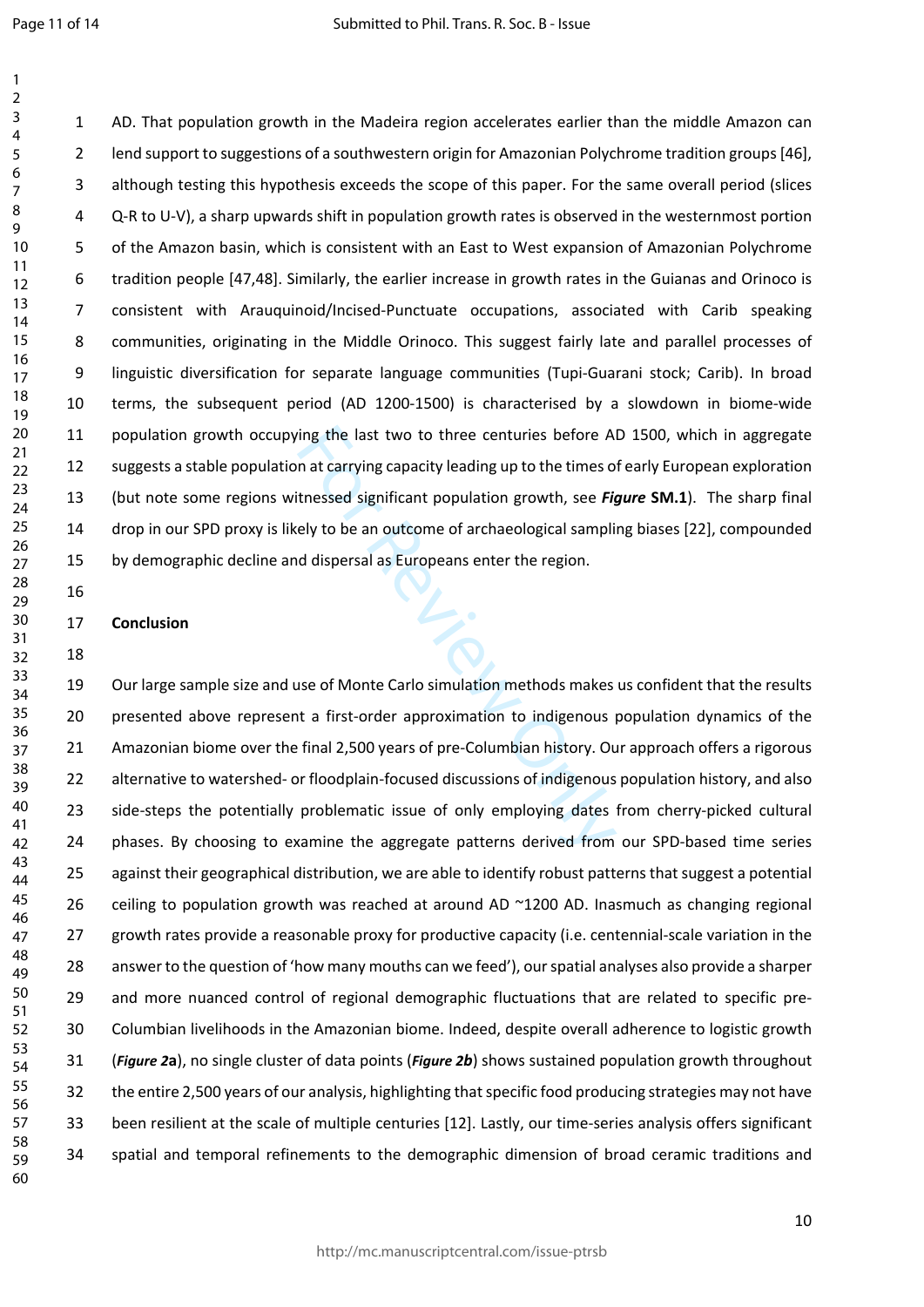AD. That population growth in the Madeira region accelerates earlier than the middle Amazon can lend support to suggestions of a southwestern origin for Amazonian Polychrome tradition groups [46], although testing this hypothesis exceeds the scope of this paper. For the same overall period (slices Q-R to U-V), a sharp upwards shift in population growth rates is observed in the westernmost portion of the Amazon basin, which is consistent with an East to West expansion of Amazonian Polychrome tradition people [47,48]. Similarly, the earlier increase in growth rates in the Guianas and Orinoco is consistent with Arauquinoid/Incised-Punctuate occupations, associated with Carib speaking communities, originating in the Middle Orinoco. This suggest fairly late and parallel processes of linguistic diversification for separate language communities (Tupi-Guarani stock; Carib). In broad terms, the subsequent period (AD 1200-1500) is characterised by a slowdown in biome-wide population growth occupying the last two to three centuries before AD 1500, which in aggregate suggests a stable population at carrying capacity leading up to the times of early European exploration (but note some regions witnessed significant population growth, see ***Figure*** **SM.1**). The sharp final drop in our SPD proxy is likely to be an outcome of archaeological sampling biases [22], compounded by demographic decline and dispersal as Europeans enter the region.

## Conclusion

Our large sample size and use of Monte Carlo simulation methods makes us confident that the results presented above represent a first-order approximation to indigenous population dynamics of the Amazonian biome over the final 2,500 years of pre-Columbian history. Our approach offers a rigorous alternative to watershed- or floodplain-focused discussions of indigenous population history, and also side-steps the potentially problematic issue of only employing dates from cherry-picked cultural phases. By choosing to examine the aggregate patterns derived from our SPD-based time series against their geographical distribution, we are able to identify robust patterns that suggest a potential ceiling to population growth was reached at around AD ~1200 AD. Inasmuch as changing regional growth rates provide a reasonable proxy for productive capacity (i.e. centennial-scale variation in the answer to the question of 'how many mouths can we feed'), our spatial analyses also provide a sharper and more nuanced control of regional demographic fluctuations that are related to specific pre-Columbian livelihoods in the Amazonian biome. Indeed, despite overall adherence to logistic growth (***Figure 2*****a**), no single cluster of data points (***Figure 2b***) shows sustained population growth throughout the entire 2,500 years of our analysis, highlighting that specific food producing strategies may not have been resilient at the scale of multiple centuries [12]. Lastly, our time-series analysis offers significant spatial and temporal refinements to the demographic dimension of broad ceramic traditions and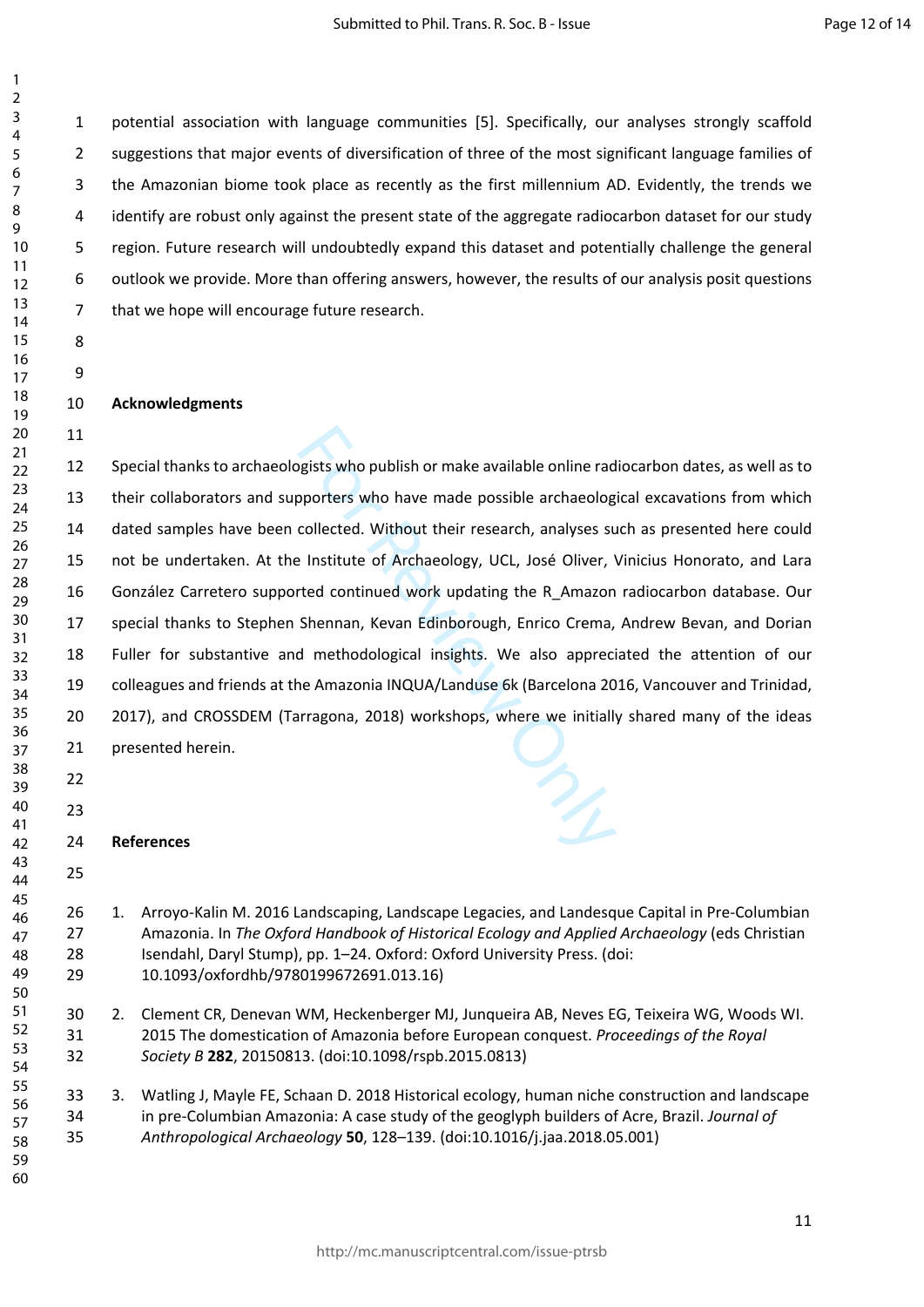potential association with language communities [5]. Specifically, our analyses strongly scaffold suggestions that major events of diversification of three of the most significant language families of the Amazonian biome took place as recently as the first millennium AD. Evidently, the trends we identify are robust only against the present state of the aggregate radiocarbon dataset for our study region. Future research will undoubtedly expand this dataset and potentially challenge the general outlook we provide. More than offering answers, however, the results of our analysis posit questions that we hope will encourage future research.

## Acknowledgments

Special thanks to archaeologists who publish or make available online radiocarbon dates, as well as to their collaborators and supporters who have made possible archaeological excavations from which dated samples have been collected. Without their research, analyses such as presented here could not be undertaken. At the Institute of Archaeology, UCL, José Oliver, Vinicius Honorato, and Lara González Carretero supported continued work updating the R_Amazon radiocarbon database. Our special thanks to Stephen Shennan, Kevan Edinborough, Enrico Crema, Andrew Bevan, and Dorian Fuller for substantive and methodological insights. We also appreciated the attention of our colleagues and friends at the Amazonia INQUA/Landuse 6k (Barcelona 2016, Vancouver and Trinidad, 2017), and CROSSDEM (Tarragona, 2018) workshops, where we initially shared many of the ideas presented herein.

## References

1. Arroyo-Kalin M. 2016 Landscaping, Landscape Legacies, and Landesque Capital in Pre-Columbian Amazonia. In *The Oxford Handbook of Historical Ecology and Applied Archaeology* (eds Christian Isendahl, Daryl Stump), pp. 1–24. Oxford: Oxford University Press. (doi: 10.1093/oxfordhb/9780199672691.013.16)

2. Clement CR, Denevan WM, Heckenberger MJ, Junqueira AB, Neves EG, Teixeira WG, Woods WI. 2015 The domestication of Amazonia before European conquest. *Proceedings of the Royal Society B* **282**, 20150813. (doi:10.1098/rspb.2015.0813)

3. Watling J, Mayle FE, Schaan D. 2018 Historical ecology, human niche construction and landscape in pre-Columbian Amazonia: A case study of the geoglyph builders of Acre, Brazil. *Journal of Anthropological Archaeology* **50**, 128–139. (doi:10.1016/j.jaa.2018.05.001)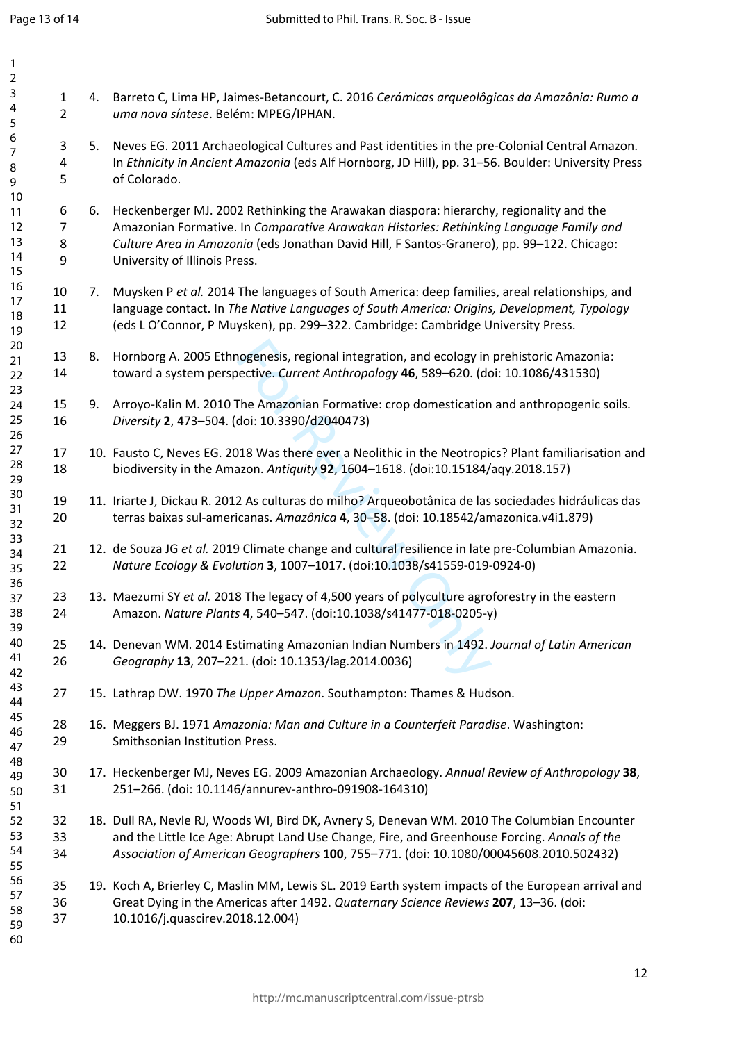4. Barreto C, Lima HP, Jaimes-Betancourt, C. 2016 *Cerámicas arqueolôgicas da Amazônia: Rumo a uma nova síntese*. Belém: MPEG/IPHAN.

5. Neves EG. 2011 Archaeological Cultures and Past identities in the pre-Colonial Central Amazon. In *Ethnicity in Ancient Amazonia* (eds Alf Hornborg, JD Hill), pp. 31–56. Boulder: University Press of Colorado.

6. Heckenberger MJ. 2002 Rethinking the Arawakan diaspora: hierarchy, regionality and the Amazonian Formative. In *Comparative Arawakan Histories: Rethinking Language Family and Culture Area in Amazonia* (eds Jonathan David Hill, F Santos-Granero), pp. 99–122. Chicago: University of Illinois Press.

7. Muysken P *et al.* 2014 The languages of South America: deep families, areal relationships, and language contact. In *The Native Languages of South America: Origins, Development, Typology* (eds L O'Connor, P Muysken), pp. 299–322. Cambridge: Cambridge University Press.

8. Hornborg A. 2005 Ethnogenesis, regional integration, and ecology in prehistoric Amazonia: toward a system perspective. *Current Anthropology* **46**, 589–620. (doi: 10.1086/431530)

9. Arroyo-Kalin M. 2010 The Amazonian Formative: crop domestication and anthropogenic soils. *Diversity* **2**, 473–504. (doi: 10.3390/d2040473)

10. Fausto C, Neves EG. 2018 Was there ever a Neolithic in the Neotropics? Plant familiarisation and biodiversity in the Amazon. *Antiquity* **92**, 1604–1618. (doi:10.15184/aqy.2018.157)

11. Iriarte J, Dickau R. 2012 As culturas do milho? Arqueobotânica de las sociedades hidráulicas das terras baixas sul-americanas. *Amazônica* **4**, 30–58. (doi: 10.18542/amazonica.v4i1.879)

12. de Souza JG *et al.* 2019 Climate change and cultural resilience in late pre-Columbian Amazonia. *Nature Ecology & Evolution* **3**, 1007–1017. (doi:10.1038/s41559-019-0924-0)

13. Maezumi SY *et al.* 2018 The legacy of 4,500 years of polyculture agroforestry in the eastern Amazon. *Nature Plants* **4**, 540–547. (doi:10.1038/s41477-018-0205-y)

14. Denevan WM. 2014 Estimating Amazonian Indian Numbers in 1492. *Journal of Latin American Geography* **13**, 207–221. (doi: 10.1353/lag.2014.0036)

15. Lathrap DW. 1970 *The Upper Amazon*. Southampton: Thames & Hudson.

16. Meggers BJ. 1971 *Amazonia: Man and Culture in a Counterfeit Paradise*. Washington: Smithsonian Institution Press.

17. Heckenberger MJ, Neves EG. 2009 Amazonian Archaeology. *Annual Review of Anthropology* **38**, 251–266. (doi: 10.1146/annurev-anthro-091908-164310)

18. Dull RA, Nevle RJ, Woods WI, Bird DK, Avnery S, Denevan WM. 2010 The Columbian Encounter and the Little Ice Age: Abrupt Land Use Change, Fire, and Greenhouse Forcing. *Annals of the Association of American Geographers* **100**, 755–771. (doi: 10.1080/00045608.2010.502432)

19. Koch A, Brierley C, Maslin MM, Lewis SL. 2019 Earth system impacts of the European arrival and Great Dying in the Americas after 1492. *Quaternary Science Reviews* **207**, 13–36. (doi: 10.1016/j.quascirev.2018.12.004)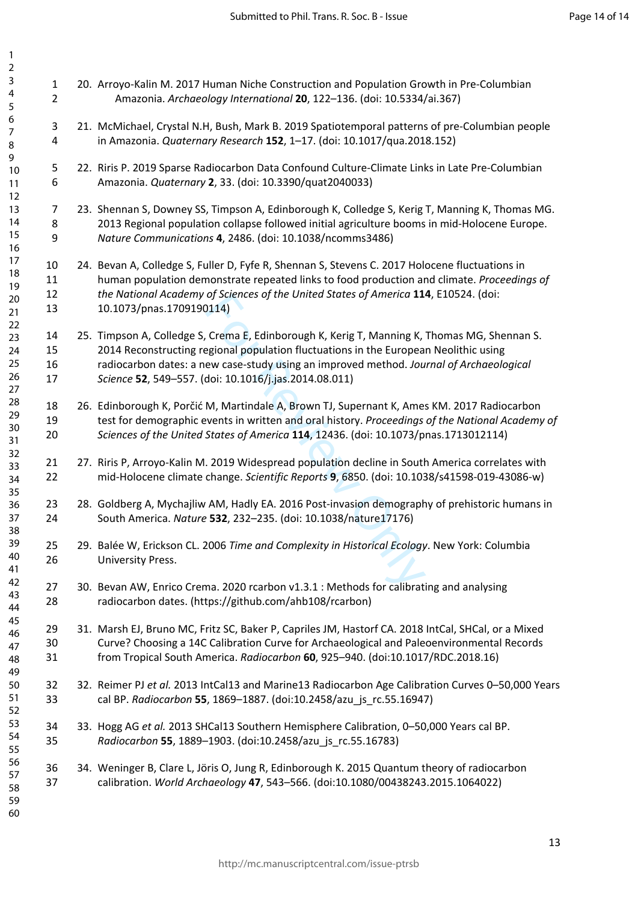20. Arroyo-Kalin M. 2017 Human Niche Construction and Population Growth in Pre-Columbian Amazonia. *Archaeology International* **20**, 122–136. (doi: 10.5334/ai.367)

21. McMichael, Crystal N.H, Bush, Mark B. 2019 Spatiotemporal patterns of pre-Columbian people in Amazonia. *Quaternary Research* **152**, 1–17. (doi: 10.1017/qua.2018.152)

22. Riris P. 2019 Sparse Radiocarbon Data Confound Culture-Climate Links in Late Pre-Columbian Amazonia. *Quaternary* **2**, 33. (doi: 10.3390/quat2040033)

23. Shennan S, Downey SS, Timpson A, Edinborough K, Colledge S, Kerig T, Manning K, Thomas MG. 2013 Regional population collapse followed initial agriculture booms in mid-Holocene Europe. *Nature Communications* **4**, 2486. (doi: 10.1038/ncomms3486)

24. Bevan A, Colledge S, Fuller D, Fyfe R, Shennan S, Stevens C. 2017 Holocene fluctuations in human population demonstrate repeated links to food production and climate. *Proceedings of the National Academy of Sciences of the United States of America* **114**, E10524. (doi: 10.1073/pnas.1709190114)

25. Timpson A, Colledge S, Crema E, Edinborough K, Kerig T, Manning K, Thomas MG, Shennan S. 2014 Reconstructing regional population fluctuations in the European Neolithic using radiocarbon dates: a new case-study using an improved method. *Journal of Archaeological Science* **52**, 549–557. (doi: 10.1016/j.jas.2014.08.011)

26. Edinborough K, Porčić M, Martindale A, Brown TJ, Supernant K, Ames KM. 2017 Radiocarbon test for demographic events in written and oral history. *Proceedings of the National Academy of Sciences of the United States of America* **114**, 12436. (doi: 10.1073/pnas.1713012114)

27. Riris P, Arroyo-Kalin M. 2019 Widespread population decline in South America correlates with mid-Holocene climate change. *Scientific Reports* **9**, 6850. (doi: 10.1038/s41598-019-43086-w)

28. Goldberg A, Mychajliw AM, Hadly EA. 2016 Post-invasion demography of prehistoric humans in South America. *Nature* **532**, 232–235. (doi: 10.1038/nature17176)

29. Balée W, Erickson CL. 2006 *Time and Complexity in Historical Ecology*. New York: Columbia University Press.

30. Bevan AW, Enrico Crema. 2020 rcarbon v1.3.1 : Methods for calibrating and analysing radiocarbon dates. (https://github.com/ahb108/rcarbon)

31. Marsh EJ, Bruno MC, Fritz SC, Baker P, Capriles JM, Hastorf CA. 2018 IntCal, SHCal, or a Mixed Curve? Choosing a 14C Calibration Curve for Archaeological and Paleoenvironmental Records from Tropical South America. *Radiocarbon* **60**, 925–940. (doi:10.1017/RDC.2018.16)

32. Reimer PJ *et al.* 2013 IntCal13 and Marine13 Radiocarbon Age Calibration Curves 0–50,000 Years cal BP. *Radiocarbon* **55**, 1869–1887. (doi:10.2458/azu_js_rc.55.16947)

33. Hogg AG *et al.* 2013 SHCal13 Southern Hemisphere Calibration, 0–50,000 Years cal BP. *Radiocarbon* **55**, 1889–1903. (doi:10.2458/azu_js_rc.55.16783)

34. Weninger B, Clare L, Jöris O, Jung R, Edinborough K. 2015 Quantum theory of radiocarbon calibration. *World Archaeology* **47**, 543–566. (doi:10.1080/00438243.2015.1064022)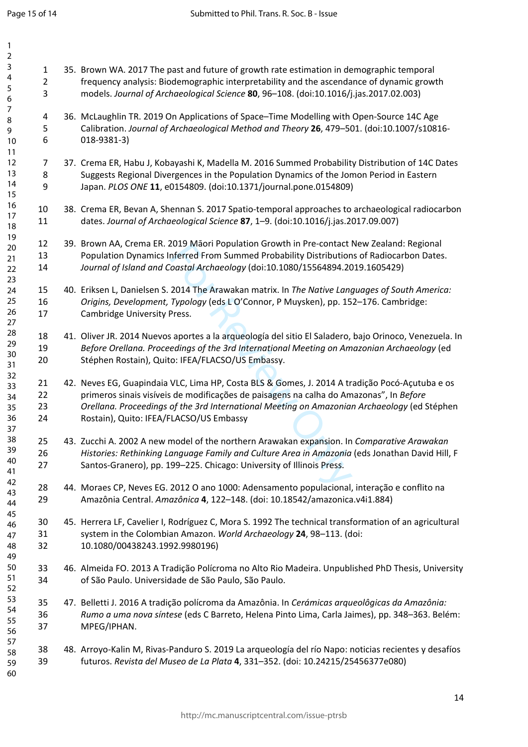35. Brown WA. 2017 The past and future of growth rate estimation in demographic temporal frequency analysis: Biodemographic interpretability and the ascendance of dynamic growth models. *Journal of Archaeological Science* **80**, 96–108. (doi:10.1016/j.jas.2017.02.003)

36. McLaughlin TR. 2019 On Applications of Space–Time Modelling with Open-Source 14C Age Calibration. *Journal of Archaeological Method and Theory* **26**, 479–501. (doi:10.1007/s10816-018-9381-3)

37. Crema ER, Habu J, Kobayashi K, Madella M. 2016 Summed Probability Distribution of 14C Dates Suggests Regional Divergences in the Population Dynamics of the Jomon Period in Eastern Japan. *PLOS ONE* **11**, e0154809. (doi:10.1371/journal.pone.0154809)

38. Crema ER, Bevan A, Shennan S. 2017 Spatio-temporal approaches to archaeological radiocarbon dates. *Journal of Archaeological Science* **87**, 1–9. (doi:10.1016/j.jas.2017.09.007)

39. Brown AA, Crema ER. 2019 Māori Population Growth in Pre-contact New Zealand: Regional Population Dynamics Inferred From Summed Probability Distributions of Radiocarbon Dates. *Journal of Island and Coastal Archaeology* (doi:10.1080/15564894.2019.1605429)

40. Eriksen L, Danielsen S. 2014 The Arawakan matrix. In *The Native Languages of South America: Origins, Development, Typology* (eds L O'Connor, P Muysken), pp. 152–176. Cambridge: Cambridge University Press.

41. Oliver JR. 2014 Nuevos aportes a la arqueología del sitio El Saladero, bajo Orinoco, Venezuela. In *Before Orellana. Proceedings of the 3rd International Meeting on Amazonian Archaeology* (ed Stéphen Rostain), Quito: IFEA/FLACSO/US Embassy.

42. Neves EG, Guapindaia VLC, Lima HP, Costa BLS & Gomes, J. 2014 A tradição Pocó-Açutuba e os primeros sinais visíveis de modificações de paisagens na calha do Amazonas", In *Before Orellana. Proceedings of the 3rd International Meeting on Amazonian Archaeology* (ed Stéphen Rostain), Quito: IFEA/FLACSO/US Embassy

43. Zucchi A. 2002 A new model of the northern Arawakan expansion. In *Comparative Arawakan Histories: Rethinking Language Family and Culture Area in Amazonia* (eds Jonathan David Hill, F Santos-Granero), pp. 199–225. Chicago: University of Illinois Press.

44. Moraes CP, Neves EG. 2012 O ano 1000: Adensamento populacional, interação e conflito na Amazônia Central. *Amazônica* **4**, 122–148. (doi: 10.18542/amazonica.v4i1.884)

45. Herrera LF, Cavelier I, Rodríguez C, Mora S. 1992 The technical transformation of an agricultural system in the Colombian Amazon. *World Archaeology* **24**, 98–113. (doi: 10.1080/00438243.1992.9980196)

46. Almeida FO. 2013 A Tradição Polícroma no Alto Rio Madeira. Unpublished PhD Thesis, University of São Paulo. Universidade de São Paulo, São Paulo.

47. Belletti J. 2016 A tradição polícroma da Amazônia. In *Cerámicas arqueológicas da Amazônia: Rumo a uma nova síntese* (eds C Barreto, Helena Pinto Lima, Carla Jaimes), pp. 348–363. Belém: MPEG/IPHAN.

48. Arroyo-Kalin M, Rivas-Panduro S. 2019 La arqueología del río Napo: noticias recientes y desafíos futuros. *Revista del Museo de La Plata* **4**, 331–352. (doi: 10.24215/25456377e080)